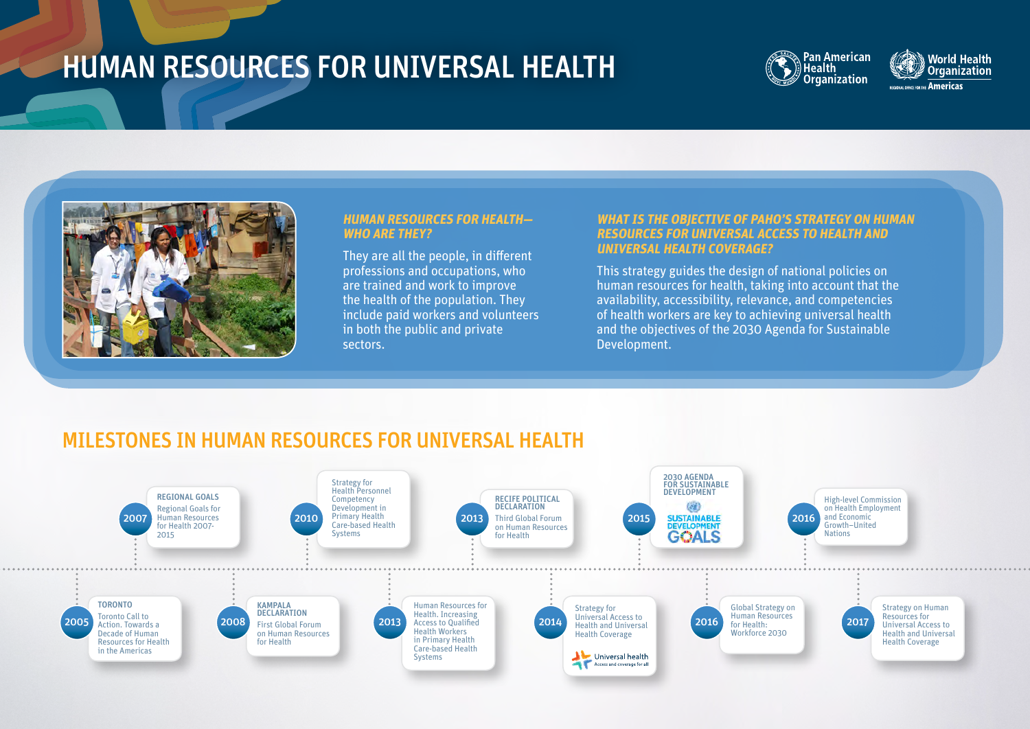# HUMAN RESOURCES FOR UNIVERSAL HEALTH

Pan American Health Organization

World Health Organization — Regional Office for the Americas

### *HUMAN RESOURCES FOR HEALTH—WHO ARE THEY?*

They are all the people, in different professions and occupations, who are trained and work to improve the health of the population. They include paid workers and volunteers in both the public and private sectors.

### *WHAT IS THE OBJECTIVE OF PAHO'S STRATEGY ON HUMAN RESOURCES FOR UNIVERSAL ACCESS TO HEALTH AND UNIVERSAL HEALTH COVERAGE?*

This strategy guides the design of national policies on human resources for health, taking into account that the availability, accessibility, relevance, and competencies of health workers are key to achieving universal health and the objectives of the 2030 Agenda for Sustainable Development.

## MILESTONES IN HUMAN RESOURCES FOR UNIVERSAL HEALTH

- **2005** — **TORONTO** — Toronto Call to Action. Towards a Decade of Human Resources for Health in the Americas
- **2007** — **REGIONAL GOALS** — Regional Goals for Human Resources for Health 2007-2015
- **2008** — **KAMPALA DECLARATION** — First Global Forum on Human Resources for Health
- **2010** — Strategy for Health Personnel Competency Development in Primary Health Care-based Health Systems
- **2013** — Human Resources for Health. Increasing Access to Qualified Health Workers in Primary Health Care-based Health Systems
- **2013** — **RECIFE POLITICAL DECLARATION** — Third Global Forum on Human Resources for Health
- **2014** — Strategy for Universal Access to Health and Universal Health Coverage (Universal health — Access and coverage for all)
- **2015** — **2030 AGENDA FOR SUSTAINABLE DEVELOPMENT** — Sustainable Development Goals
- **2016** — Global Strategy on Human Resources for Health: Workforce 2030
- **2016** — High-level Commission on Health Employment and Economic Growth–United Nations
- **2017** — Strategy on Human Resources for Universal Access to Health and Universal Health Coverage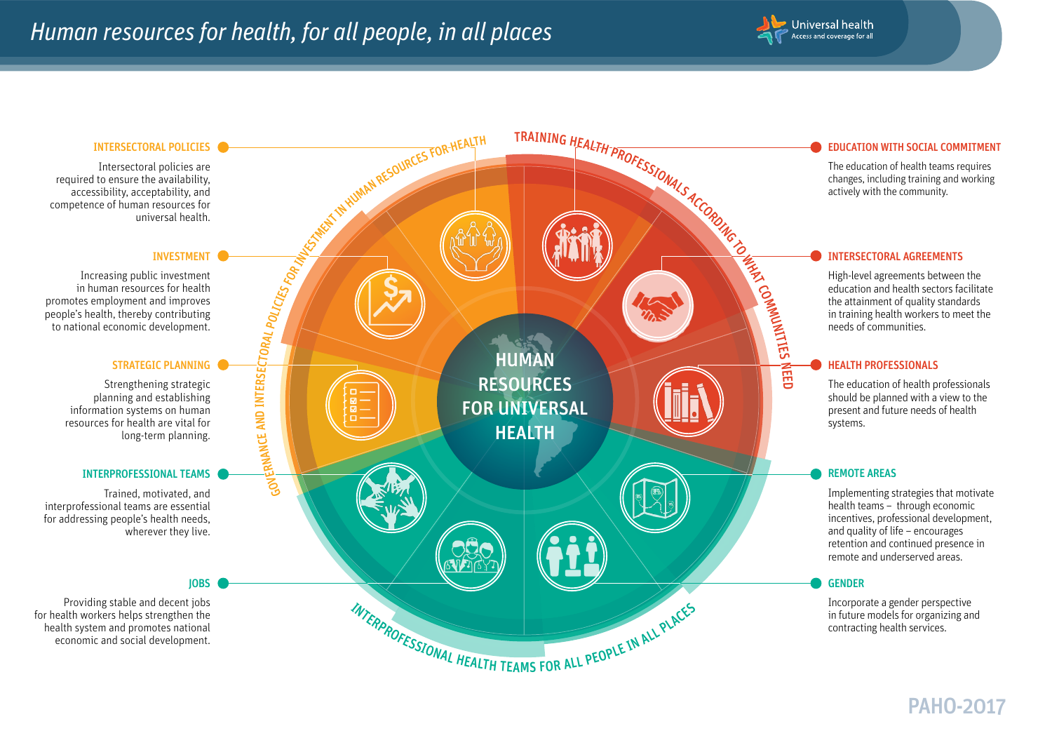# Human resources for health, for all people, in all places

Universal health
Access and coverage for all

## INTERSECTORAL POLICIES

Intersectoral policies are required to ensure the availability, accessibility, acceptability, and competence of human resources for universal health.

## INVESTMENT

Increasing public investment in human resources for health promotes employment and improves people's health, thereby contributing to national economic development.

## STRATEGIC PLANNING

Strengthening strategic planning and establishing information systems on human resources for health are vital for long-term planning.

## INTERPROFESSIONAL TEAMS

Trained, motivated, and interprofessional teams are essential for addressing people's health needs, wherever they live.

## JOBS

Providing stable and decent jobs for health workers helps strengthen the health system and promotes national economic and social development.

GOVERNANCE AND INTERSECTORAL POLICIES FOR INVESTMENT IN HUMAN RESOURCES FOR HEALTH

TRAINING HEALTH PROFESSIONALS ACCORDING TO WHAT COMMUNITIES NEED

HUMAN RESOURCES FOR UNIVERSAL HEALTH

INTERPROFESSIONAL HEALTH TEAMS FOR ALL PEOPLE IN ALL PLACES

## EDUCATION WITH SOCIAL COMMITMENT

The education of health teams requires changes, including training and working actively with the community.

## INTERSECTORAL AGREEMENTS

High-level agreements between the education and health sectors facilitate the attainment of quality standards in training health workers to meet the needs of communities.

## HEALTH PROFESSIONALS

The education of health professionals should be planned with a view to the present and future needs of health systems.

## REMOTE AREAS

Implementing strategies that motivate health teams – through economic incentives, professional development, and quality of life – encourages retention and continued presence in remote and underserved areas.

## GENDER

Incorporate a gender perspective in future models for organizing and contracting health services.

PAHO-2017